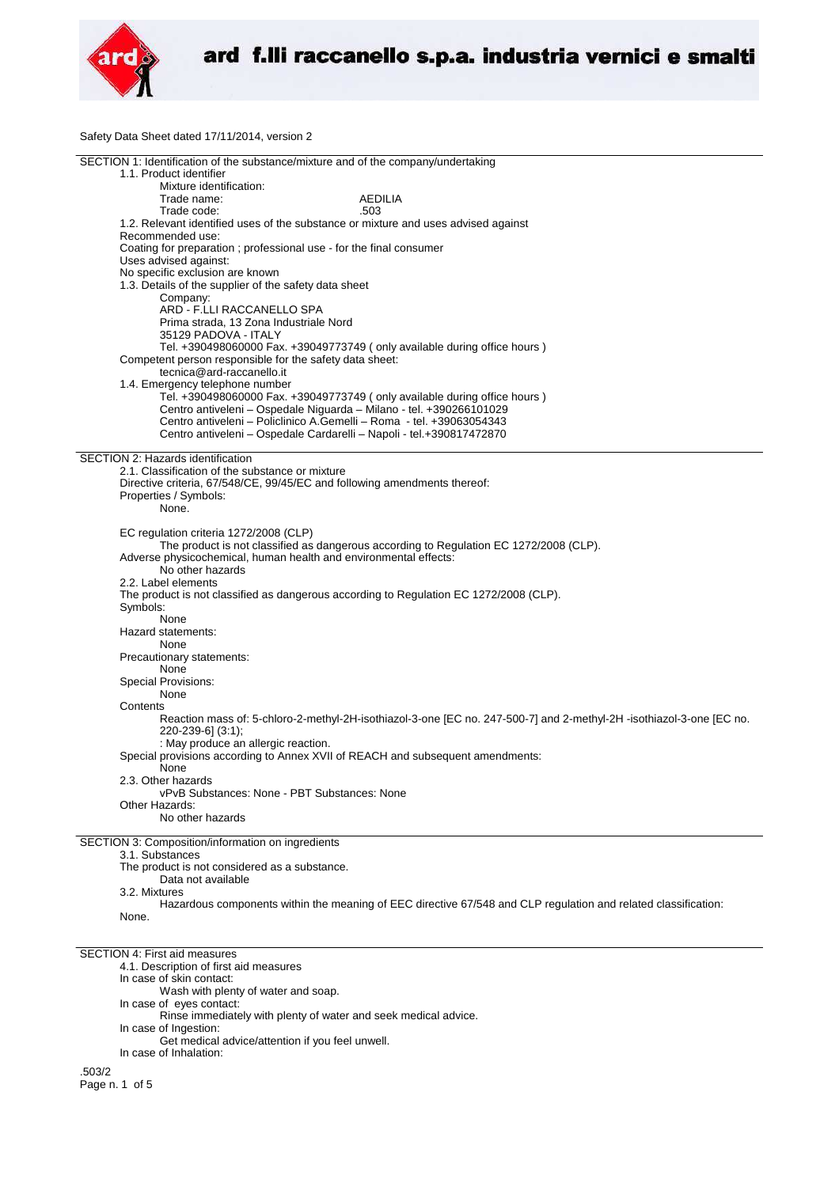Safety Data Sheet dated 17/11/2014, version 2

## SECTION 1: Identification of the substance/mixture and of the company/undertaking

1.1. Product identifier

Mixture identification:

Trade name: AEDILIA

Trade code: .503

1.2. Relevant identified uses of the substance or mixture and uses advised against

Recommended use:

Coating for preparation ; professional use - for the final consumer

Uses advised against:

No specific exclusion are known

1.3. Details of the supplier of the safety data sheet

Company:

ARD - F.LLI RACCANELLO SPA
Prima strada, 13 Zona Industriale Nord
35129 PADOVA - ITALY
Tel. +390498060000 Fax. +39049773749 ( only available during office hours )

Competent person responsible for the safety data sheet:

tecnica@ard-raccanello.it

1.4. Emergency telephone number

Tel. +390498060000 Fax. +39049773749 ( only available during office hours )
Centro antiveleni – Ospedale Niguarda – Milano - tel. +390266101029
Centro antiveleni – Policlinico A.Gemelli – Roma - tel. +39063054343
Centro antiveleni – Ospedale Cardarelli – Napoli - tel.+390817472870

## SECTION 2: Hazards identification

2.1. Classification of the substance or mixture

Directive criteria, 67/548/CE, 99/45/EC and following amendments thereof:

Properties / Symbols:

None.

EC regulation criteria 1272/2008 (CLP)

The product is not classified as dangerous according to Regulation EC 1272/2008 (CLP).

Adverse physicochemical, human health and environmental effects:

No other hazards

2.2. Label elements

The product is not classified as dangerous according to Regulation EC 1272/2008 (CLP).

Symbols:

None

Hazard statements:

None

Precautionary statements:

None

Special Provisions:

None

Contents

Reaction mass of: 5-chloro-2-methyl-2H-isothiazol-3-one [EC no. 247-500-7] and 2-methyl-2H -isothiazol-3-one [EC no. 220-239-6] (3:1);

: May produce an allergic reaction.

Special provisions according to Annex XVII of REACH and subsequent amendments:

None

2.3. Other hazards

vPvB Substances: None - PBT Substances: None

Other Hazards:

No other hazards

## SECTION 3: Composition/information on ingredients

3.1. Substances

The product is not considered as a substance.

Data not available

3.2. Mixtures

Hazardous components within the meaning of EEC directive 67/548 and CLP regulation and related classification:

None.

## SECTION 4: First aid measures

4.1. Description of first aid measures

In case of skin contact:

Wash with plenty of water and soap.

In case of eyes contact:

Rinse immediately with plenty of water and seek medical advice.

In case of Ingestion:

Get medical advice/attention if you feel unwell.

In case of Inhalation:

.503/2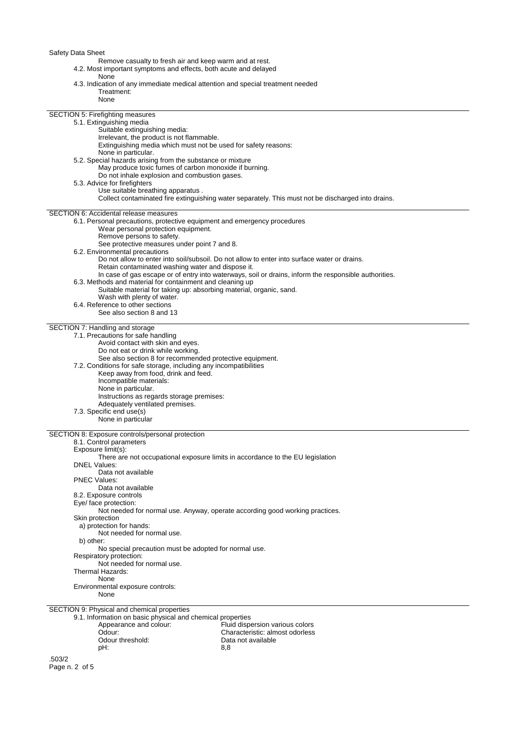Remove casualty to fresh air and keep warm and at rest.

4.2. Most important symptoms and effects, both acute and delayed

None

4.3. Indication of any immediate medical attention and special treatment needed

Treatment:

None

## SECTION 5: Firefighting measures

5.1. Extinguishing media

Suitable extinguishing media:

Irrelevant, the product is not flammable.

Extinguishing media which must not be used for safety reasons:

None in particular.

5.2. Special hazards arising from the substance or mixture

May produce toxic fumes of carbon monoxide if burning.

Do not inhale explosion and combustion gases.

5.3. Advice for firefighters

Use suitable breathing apparatus .

Collect contaminated fire extinguishing water separately. This must not be discharged into drains.

## SECTION 6: Accidental release measures

6.1. Personal precautions, protective equipment and emergency procedures

Wear personal protection equipment.

Remove persons to safety.

See protective measures under point 7 and 8.

6.2. Environmental precautions

Do not allow to enter into soil/subsoil. Do not allow to enter into surface water or drains.

Retain contaminated washing water and dispose it.

In case of gas escape or of entry into waterways, soil or drains, inform the responsible authorities.

6.3. Methods and material for containment and cleaning up

Suitable material for taking up: absorbing material, organic, sand.

Wash with plenty of water.

6.4. Reference to other sections

See also section 8 and 13

## SECTION 7: Handling and storage

7.1. Precautions for safe handling

Avoid contact with skin and eyes.

Do not eat or drink while working.

See also section 8 for recommended protective equipment.

7.2. Conditions for safe storage, including any incompatibilities

Keep away from food, drink and feed.

Incompatible materials:

None in particular.

Instructions as regards storage premises:

Adequately ventilated premises.

7.3. Specific end use(s)

None in particular

## SECTION 8: Exposure controls/personal protection

8.1. Control parameters

Exposure limit(s):

There are not occupational exposure limits in accordance to the EU legislation

DNEL Values:

Data not available

PNEC Values:

Data not available

8.2. Exposure controls

Eye/ face protection:

Not needed for normal use. Anyway, operate according good working practices.

Skin protection

a) protection for hands:

Not needed for normal use.

b) other:

No special precaution must be adopted for normal use.

Respiratory protection:

Not needed for normal use.

Thermal Hazards:

None

Environmental exposure controls:

None

## SECTION 9: Physical and chemical properties

9.1. Information on basic physical and chemical properties

| | |
|---|---|
| Appearance and colour: | Fluid dispersion various colors |
| Odour: | Characteristic: almost odorless |
| Odour threshold: | Data not available |
| pH: | 8,8 |

.503/2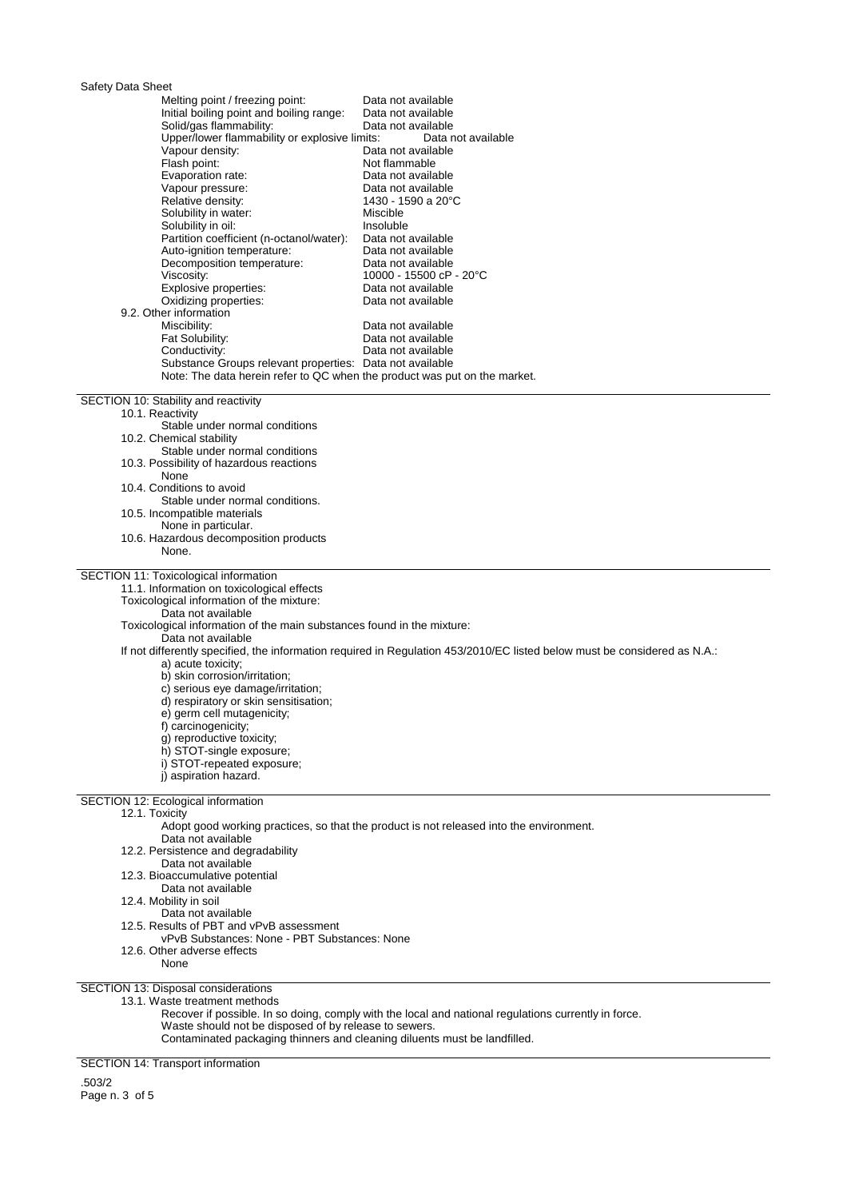| Property | Value |
|---|---|
| Melting point / freezing point: | Data not available |
| Initial boiling point and boiling range: | Data not available |
| Solid/gas flammability: | Data not available |
| Upper/lower flammability or explosive limits: | Data not available |
| Vapour density: | Data not available |
| Flash point: | Not flammable |
| Evaporation rate: | Data not available |
| Vapour pressure: | Data not available |
| Relative density: | 1430 - 1590 a 20°C |
| Solubility in water: | Miscible |
| Solubility in oil: | Insoluble |
| Partition coefficient (n-octanol/water): | Data not available |
| Auto-ignition temperature: | Data not available |
| Decomposition temperature: | Data not available |
| Viscosity: | 10000 - 15500 cP - 20°C |
| Explosive properties: | Data not available |
| Oxidizing properties: | Data not available |

9.2. Other information

| Property | Value |
|---|---|
| Miscibility: | Data not available |
| Fat Solubility: | Data not available |
| Conductivity: | Data not available |
| Substance Groups relevant properties: | Data not available |

Note: The data herein refer to QC when the product was put on the market.

## SECTION 10: Stability and reactivity

10.1. Reactivity
Stable under normal conditions

10.2. Chemical stability
Stable under normal conditions

10.3. Possibility of hazardous reactions
None

10.4. Conditions to avoid
Stable under normal conditions.

10.5. Incompatible materials
None in particular.

10.6. Hazardous decomposition products
None.

## SECTION 11: Toxicological information

11.1. Information on toxicological effects

Toxicological information of the mixture:
Data not available

Toxicological information of the main substances found in the mixture:
Data not available

If not differently specified, the information required in Regulation 453/2010/EC listed below must be considered as N.A.:

a) acute toxicity;
b) skin corrosion/irritation;
c) serious eye damage/irritation;
d) respiratory or skin sensitisation;
e) germ cell mutagenicity;
f) carcinogenicity;
g) reproductive toxicity;
h) STOT-single exposure;
i) STOT-repeated exposure;
j) aspiration hazard.

## SECTION 12: Ecological information

12.1. Toxicity
Adopt good working practices, so that the product is not released into the environment.
Data not available

12.2. Persistence and degradability
Data not available

12.3. Bioaccumulative potential
Data not available

12.4. Mobility in soil
Data not available

12.5. Results of PBT and vPvB assessment
vPvB Substances: None - PBT Substances: None

12.6. Other adverse effects
None

## SECTION 13: Disposal considerations

13.1. Waste treatment methods
Recover if possible. In so doing, comply with the local and national regulations currently in force.
Waste should not be disposed of by release to sewers.
Contaminated packaging thinners and cleaning diluents must be landfilled.

## SECTION 14: Transport information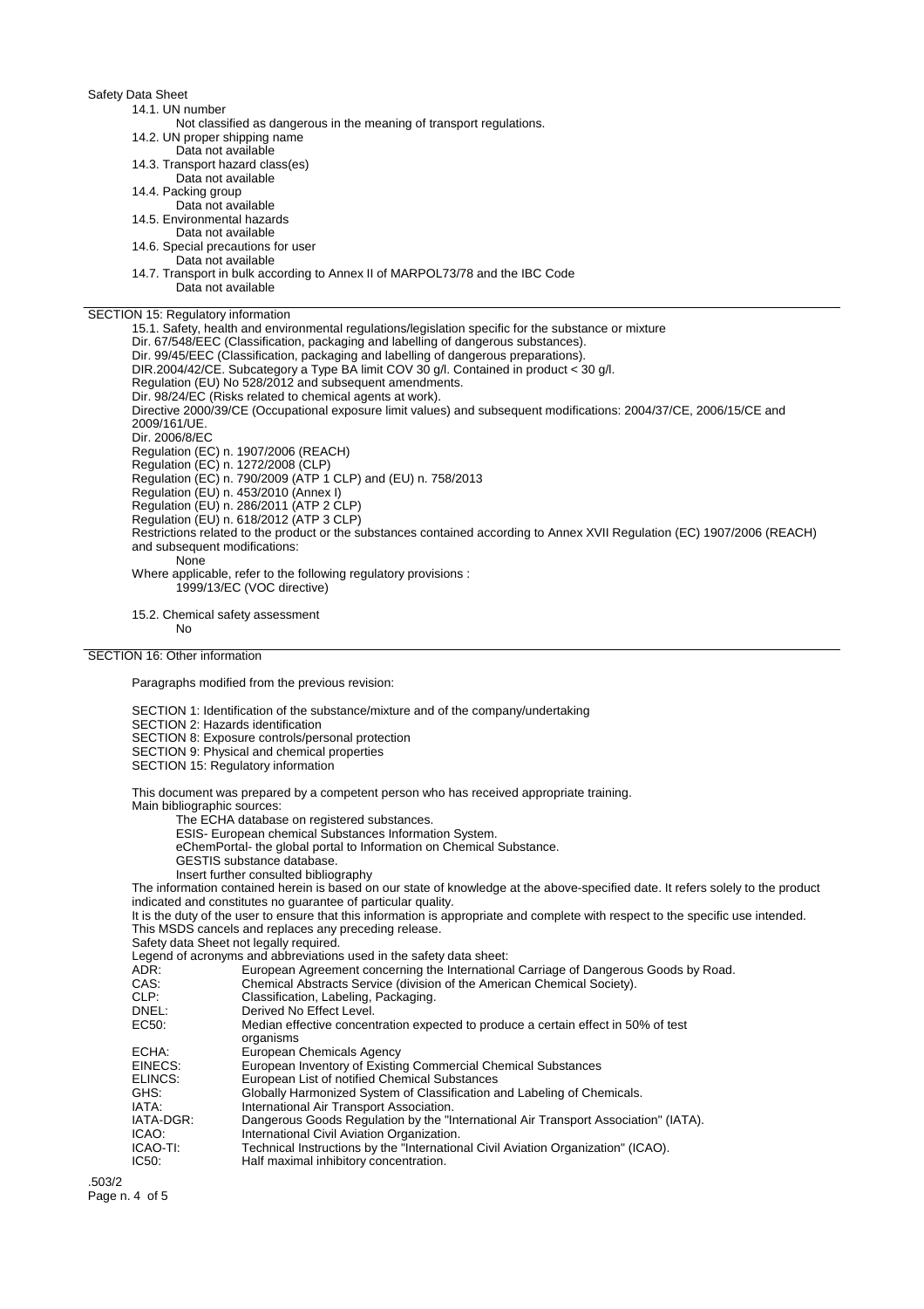Safety Data Sheet

14.1. UN number

Not classified as dangerous in the meaning of transport regulations.

14.2. UN proper shipping name

Data not available

14.3. Transport hazard class(es)

Data not available

14.4. Packing group

Data not available

14.5. Environmental hazards

Data not available

14.6. Special precautions for user

Data not available

14.7. Transport in bulk according to Annex II of MARPOL73/78 and the IBC Code

Data not available

## SECTION 15: Regulatory information

15.1. Safety, health and environmental regulations/legislation specific for the substance or mixture

Dir. 67/548/EEC (Classification, packaging and labelling of dangerous substances).
Dir. 99/45/EEC (Classification, packaging and labelling of dangerous preparations).
DIR.2004/42/CE. Subcategory a Type BA limit COV 30 g/l. Contained in product < 30 g/l.
Regulation (EU) No 528/2012 and subsequent amendments.
Dir. 98/24/EC (Risks related to chemical agents at work).
Directive 2000/39/CE (Occupational exposure limit values) and subsequent modifications: 2004/37/CE, 2006/15/CE and 2009/161/UE.
Dir. 2006/8/EC
Regulation (EC) n. 1907/2006 (REACH)
Regulation (EC) n. 1272/2008 (CLP)
Regulation (EC) n. 790/2009 (ATP 1 CLP) and (EU) n. 758/2013
Regulation (EU) n. 453/2010 (Annex I)
Regulation (EU) n. 286/2011 (ATP 2 CLP)
Regulation (EU) n. 618/2012 (ATP 3 CLP)
Restrictions related to the product or the substances contained according to Annex XVII Regulation (EC) 1907/2006 (REACH) and subsequent modifications:

None

Where applicable, refer to the following regulatory provisions :

1999/13/EC (VOC directive)

15.2. Chemical safety assessment

No

## SECTION 16: Other information

Paragraphs modified from the previous revision:

SECTION 1: Identification of the substance/mixture and of the company/undertaking
SECTION 2: Hazards identification
SECTION 8: Exposure controls/personal protection
SECTION 9: Physical and chemical properties
SECTION 15: Regulatory information

This document was prepared by a competent person who has received appropriate training.
Main bibliographic sources:

The ECHA database on registered substances.
ESIS- European chemical Substances Information System.
eChemPortal- the global portal to Information on Chemical Substance.
GESTIS substance database.
Insert further consulted bibliography

The information contained herein is based on our state of knowledge at the above-specified date. It refers solely to the product indicated and constitutes no guarantee of particular quality.
It is the duty of the user to ensure that this information is appropriate and complete with respect to the specific use intended.
This MSDS cancels and replaces any preceding release.
Safety data Sheet not legally required.
Legend of acronyms and abbreviations used in the safety data sheet:

| | |
|---|---|
| ADR: | European Agreement concerning the International Carriage of Dangerous Goods by Road. |
| CAS: | Chemical Abstracts Service (division of the American Chemical Society). |
| CLP: | Classification, Labeling, Packaging. |
| DNEL: | Derived No Effect Level. |
| EC50: | Median effective concentration expected to produce a certain effect in 50% of test organisms |
| ECHA: | European Chemicals Agency |
| EINECS: | European Inventory of Existing Commercial Chemical Substances |
| ELINCS: | European List of notified Chemical Substances |
| GHS: | Globally Harmonized System of Classification and Labeling of Chemicals. |
| IATA: | International Air Transport Association. |
| IATA-DGR: | Dangerous Goods Regulation by the "International Air Transport Association" (IATA). |
| ICAO: | International Civil Aviation Organization. |
| ICAO-TI: | Technical Instructions by the "International Civil Aviation Organization" (ICAO). |
| IC50: | Half maximal inhibitory concentration. |

.503/2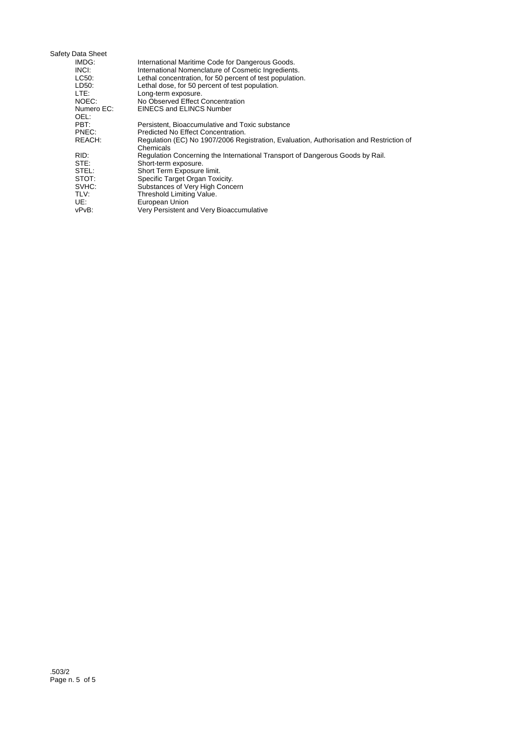| | |
|---|---|
| IMDG: | International Maritime Code for Dangerous Goods. |
| INCI: | International Nomenclature of Cosmetic Ingredients. |
| LC50: | Lethal concentration, for 50 percent of test population. |
| LD50: | Lethal dose, for 50 percent of test population. |
| LTE: | Long-term exposure. |
| NOEC: | No Observed Effect Concentration |
| Numero EC: | EINECS and ELINCS Number |
| OEL: | |
| PBT: | Persistent, Bioaccumulative and Toxic substance |
| PNEC: | Predicted No Effect Concentration. |
| REACH: | Regulation (EC) No 1907/2006 Registration, Evaluation, Authorisation and Restriction of Chemicals |
| RID: | Regulation Concerning the International Transport of Dangerous Goods by Rail. |
| STE: | Short-term exposure. |
| STEL: | Short Term Exposure limit. |
| STOT: | Specific Target Organ Toxicity. |
| SVHC: | Substances of Very High Concern |
| TLV: | Threshold Limiting Value. |
| UE: | European Union |
| vPvB: | Very Persistent and Very Bioaccumulative |